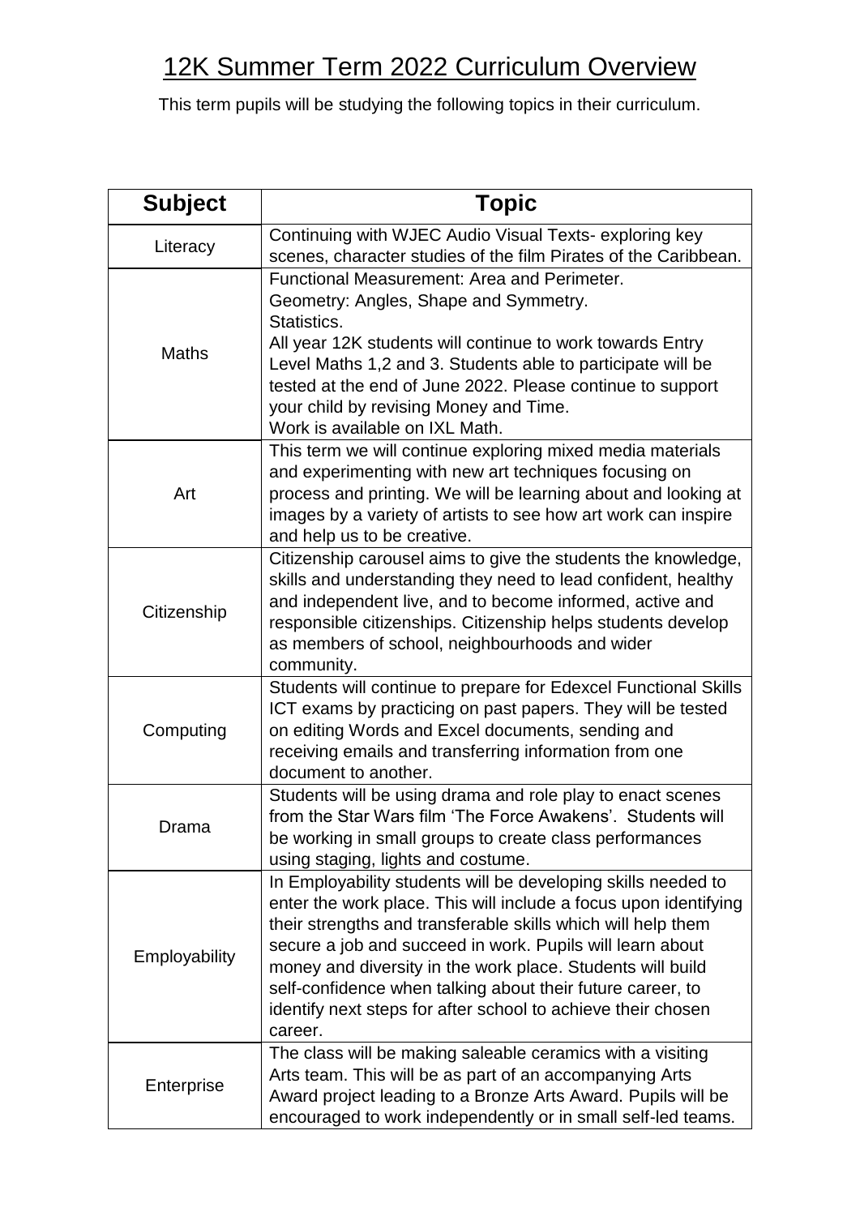# 12K Summer Term 2022 Curriculum Overview

This term pupils will be studying the following topics in their curriculum.

| Subject | Topic |
|---|---|
| Literacy | Continuing with WJEC Audio Visual Texts- exploring key scenes, character studies of the film Pirates of the Caribbean. |
| Maths | Functional Measurement: Area and Perimeter.<br>Geometry: Angles, Shape and Symmetry.<br>Statistics.<br>All year 12K students will continue to work towards Entry Level Maths 1,2 and 3. Students able to participate will be tested at the end of June 2022. Please continue to support your child by revising Money and Time.<br>Work is available on IXL Math. |
| Art | This term we will continue exploring mixed media materials and experimenting with new art techniques focusing on process and printing. We will be learning about and looking at images by a variety of artists to see how art work can inspire and help us to be creative. |
| Citizenship | Citizenship carousel aims to give the students the knowledge, skills and understanding they need to lead confident, healthy and independent live, and to become informed, active and responsible citizenships. Citizenship helps students develop as members of school, neighbourhoods and wider community. |
| Computing | Students will continue to prepare for Edexcel Functional Skills ICT exams by practicing on past papers. They will be tested on editing Words and Excel documents, sending and receiving emails and transferring information from one document to another. |
| Drama | Students will be using drama and role play to enact scenes from the Star Wars film 'The Force Awakens'. Students will be working in small groups to create class performances using staging, lights and costume. |
| Employability | In Employability students will be developing skills needed to enter the work place. This will include a focus upon identifying their strengths and transferable skills which will help them secure a job and succeed in work. Pupils will learn about money and diversity in the work place. Students will build self-confidence when talking about their future career, to identify next steps for after school to achieve their chosen career. |
| Enterprise | The class will be making saleable ceramics with a visiting Arts team. This will be as part of an accompanying Arts Award project leading to a Bronze Arts Award. Pupils will be encouraged to work independently or in small self-led teams. |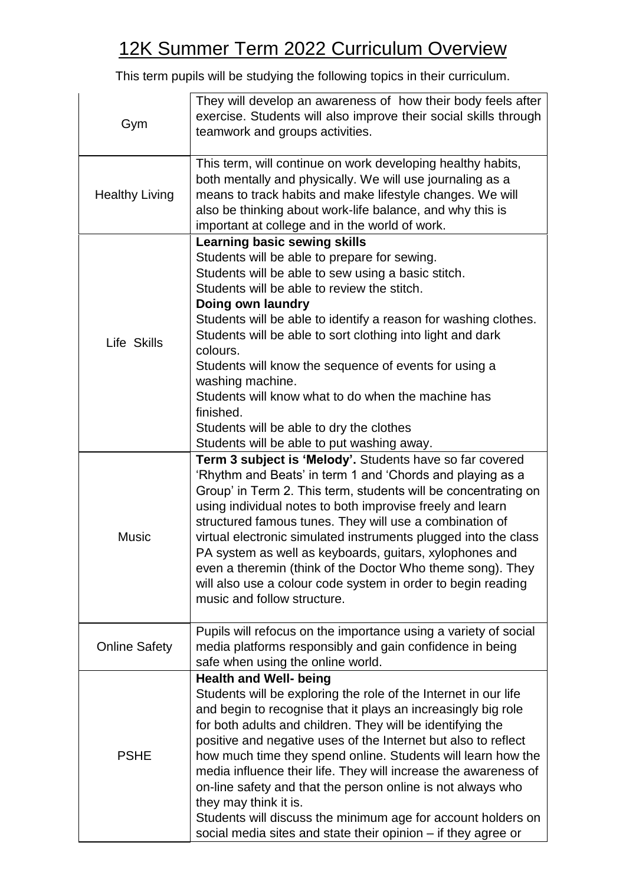# 12K Summer Term 2022 Curriculum Overview

This term pupils will be studying the following topics in their curriculum.

| | |
|---|---|
| Gym | They will develop an awareness of how their body feels after exercise. Students will also improve their social skills through teamwork and groups activities. |
| Healthy Living | This term, will continue on work developing healthy habits, both mentally and physically. We will use journaling as a means to track habits and make lifestyle changes. We will also be thinking about work-life balance, and why this is important at college and in the world of work. |
| Life Skills | **Learning basic sewing skills**<br>Students will be able to prepare for sewing.<br>Students will be able to sew using a basic stitch.<br>Students will be able to review the stitch.<br>**Doing own laundry**<br>Students will be able to identify a reason for washing clothes.<br>Students will be able to sort clothing into light and dark colours.<br>Students will know the sequence of events for using a washing machine.<br>Students will know what to do when the machine has finished.<br>Students will be able to dry the clothes<br>Students will be able to put washing away. |
| Music | **Term 3 subject is 'Melody'.** Students have so far covered 'Rhythm and Beats' in term 1 and 'Chords and playing as a Group' in Term 2. This term, students will be concentrating on using individual notes to both improvise freely and learn structured famous tunes. They will use a combination of virtual electronic simulated instruments plugged into the class PA system as well as keyboards, guitars, xylophones and even a theremin (think of the Doctor Who theme song). They will also use a colour code system in order to begin reading music and follow structure. |
| Online Safety | Pupils will refocus on the importance using a variety of social media platforms responsibly and gain confidence in being safe when using the online world. |
| PSHE | **Health and Well- being**<br>Students will be exploring the role of the Internet in our life and begin to recognise that it plays an increasingly big role for both adults and children. They will be identifying the positive and negative uses of the Internet but also to reflect how much time they spend online. Students will learn how the media influence their life. They will increase the awareness of on-line safety and that the person online is not always who they may think it is.<br>Students will discuss the minimum age for account holders on social media sites and state their opinion – if they agree or |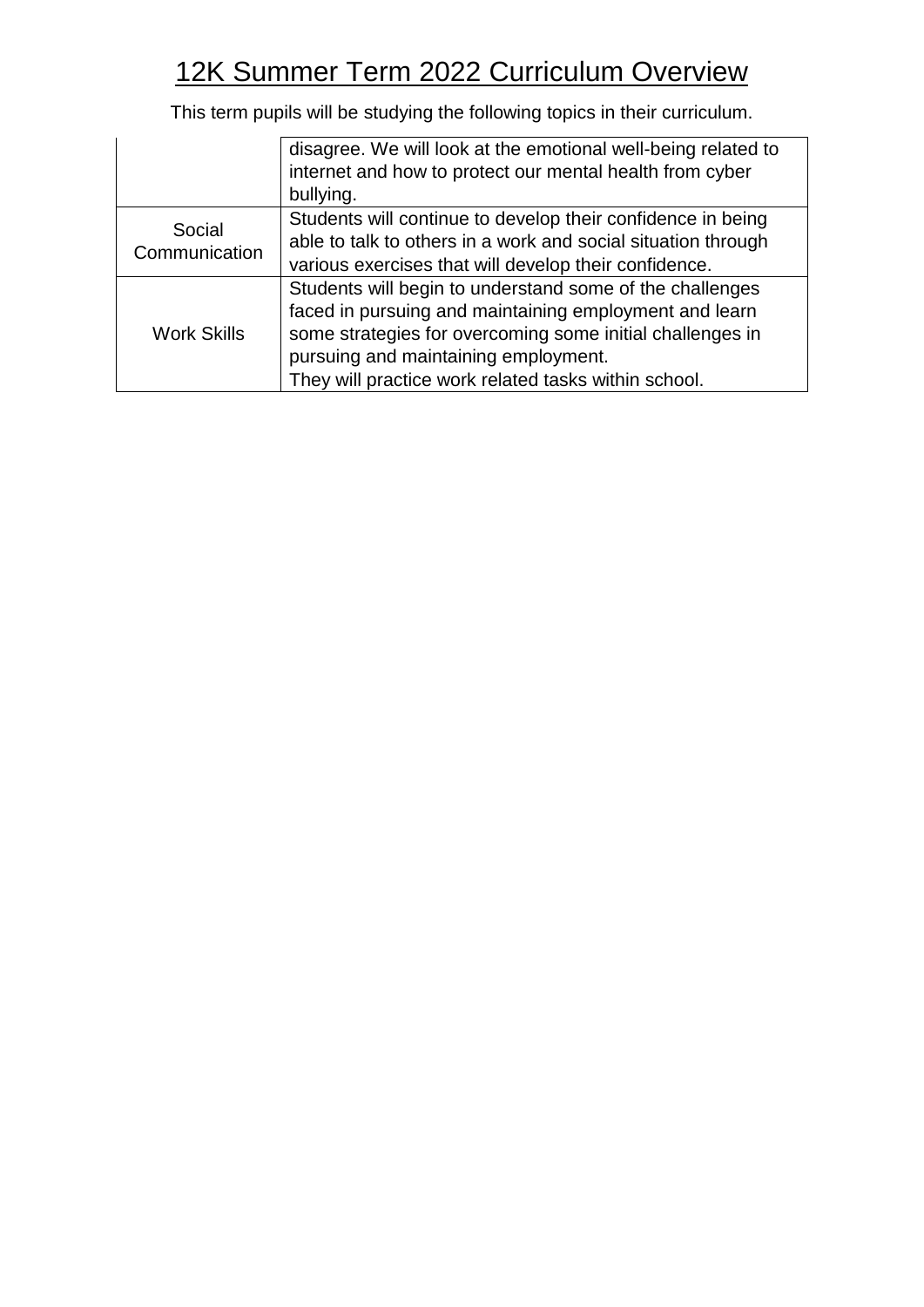# 12K Summer Term 2022 Curriculum Overview

This term pupils will be studying the following topics in their curriculum.

| | |
|---|---|
| | disagree. We will look at the emotional well-being related to internet and how to protect our mental health from cyber bullying. |
| Social Communication | Students will continue to develop their confidence in being able to talk to others in a work and social situation through various exercises that will develop their confidence. |
| Work Skills | Students will begin to understand some of the challenges faced in pursuing and maintaining employment and learn some strategies for overcoming some initial challenges in pursuing and maintaining employment.<br>They will practice work related tasks within school. |